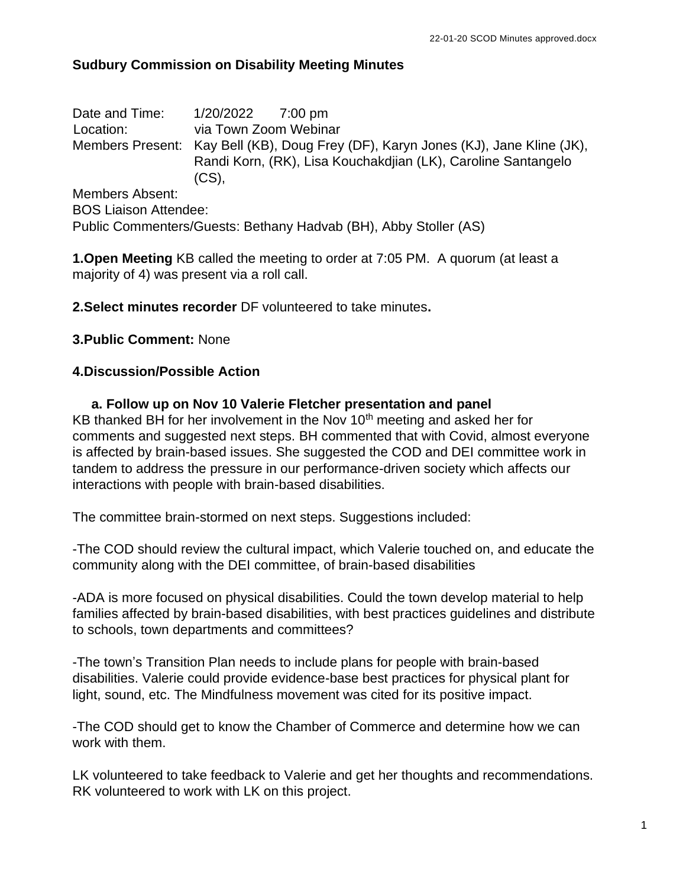**Sudbury Commission on Disability Meeting Minutes**

Date and Time: 1/20/2022 7:00 pm
Location: via Town Zoom Webinar
Members Present: Kay Bell (KB), Doug Frey (DF), Karyn Jones (KJ), Jane Kline (JK), Randi Korn, (RK), Lisa Kouchakdjian (LK), Caroline Santangelo (CS),
Members Absent:
BOS Liaison Attendee:
Public Commenters/Guests: Bethany Hadvab (BH), Abby Stoller (AS)

**1.Open Meeting** KB called the meeting to order at 7:05 PM. A quorum (at least a majority of 4) was present via a roll call.

**2.Select minutes recorder** DF volunteered to take minutes**.**

**3.Public Comment:** None

**4.Discussion/Possible Action**

**a. Follow up on Nov 10 Valerie Fletcher presentation and panel**

KB thanked BH for her involvement in the Nov 10th meeting and asked her for comments and suggested next steps. BH commented that with Covid, almost everyone is affected by brain-based issues. She suggested the COD and DEI committee work in tandem to address the pressure in our performance-driven society which affects our interactions with people with brain-based disabilities.

The committee brain-stormed on next steps. Suggestions included:

-The COD should review the cultural impact, which Valerie touched on, and educate the community along with the DEI committee, of brain-based disabilities

-ADA is more focused on physical disabilities. Could the town develop material to help families affected by brain-based disabilities, with best practices guidelines and distribute to schools, town departments and committees?

-The town's Transition Plan needs to include plans for people with brain-based disabilities. Valerie could provide evidence-base best practices for physical plant for light, sound, etc. The Mindfulness movement was cited for its positive impact.

-The COD should get to know the Chamber of Commerce and determine how we can work with them.

LK volunteered to take feedback to Valerie and get her thoughts and recommendations. RK volunteered to work with LK on this project.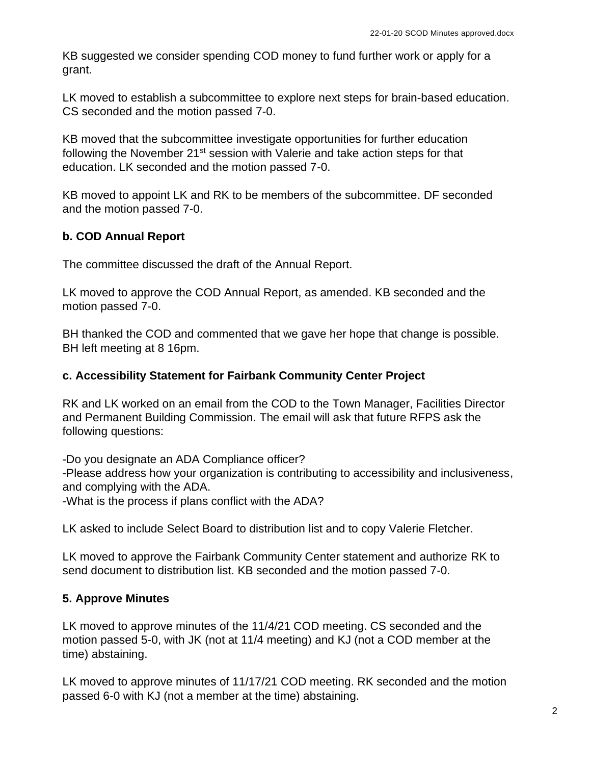KB suggested we consider spending COD money to fund further work or apply for a grant.

LK moved to establish a subcommittee to explore next steps for brain-based education. CS seconded and the motion passed 7-0.

KB moved that the subcommittee investigate opportunities for further education following the November 21st session with Valerie and take action steps for that education. LK seconded and the motion passed 7-0.

KB moved to appoint LK and RK to be members of the subcommittee. DF seconded and the motion passed 7-0.

### b. COD Annual Report

The committee discussed the draft of the Annual Report.

LK moved to approve the COD Annual Report, as amended. KB seconded and the motion passed 7-0.

BH thanked the COD and commented that we gave her hope that change is possible. BH left meeting at 8 16pm.

### c. Accessibility Statement for Fairbank Community Center Project

RK and LK worked on an email from the COD to the Town Manager, Facilities Director and Permanent Building Commission. The email will ask that future RFPS ask the following questions:

-Do you designate an ADA Compliance officer?
-Please address how your organization is contributing to accessibility and inclusiveness, and complying with the ADA.
-What is the process if plans conflict with the ADA?

LK asked to include Select Board to distribution list and to copy Valerie Fletcher.

LK moved to approve the Fairbank Community Center statement and authorize RK to send document to distribution list. KB seconded and the motion passed 7-0.

## 5. Approve Minutes

LK moved to approve minutes of the 11/4/21 COD meeting. CS seconded and the motion passed 5-0, with JK (not at 11/4 meeting) and KJ (not a COD member at the time) abstaining.

LK moved to approve minutes of 11/17/21 COD meeting. RK seconded and the motion passed 6-0 with KJ (not a member at the time) abstaining.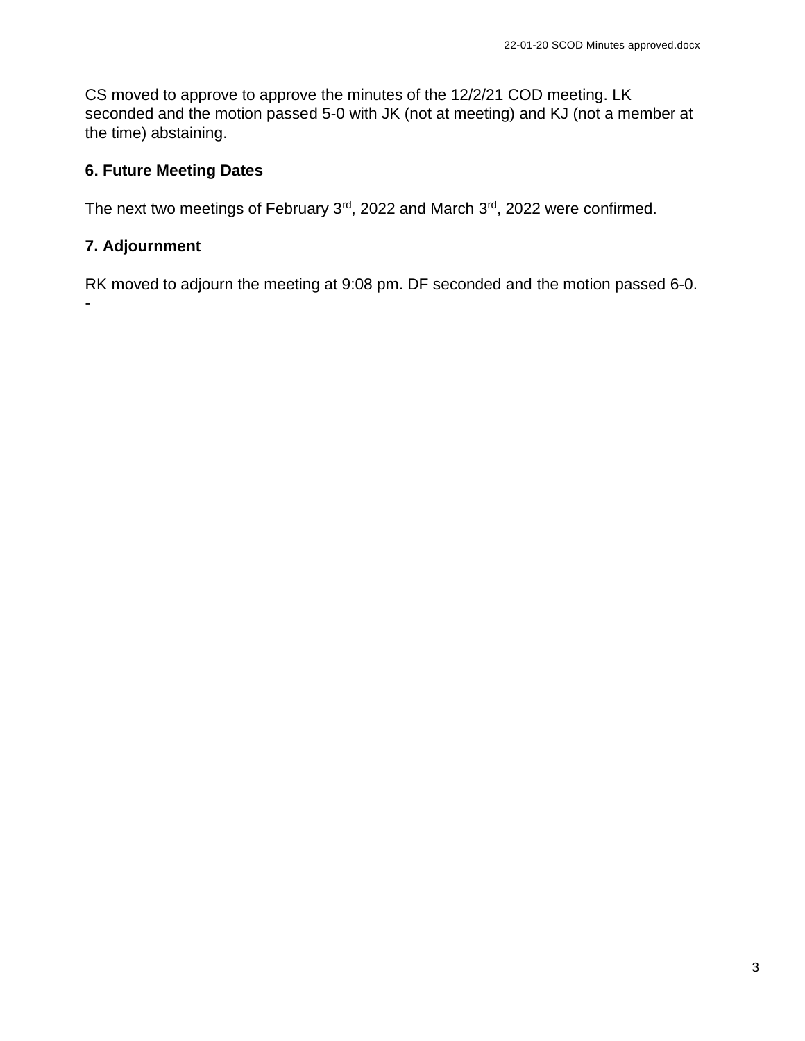CS moved to approve to approve the minutes of the 12/2/21 COD meeting. LK seconded and the motion passed 5-0 with JK (not at meeting) and KJ (not a member at the time) abstaining.

### 6. Future Meeting Dates

The next two meetings of February 3rd, 2022 and March 3rd, 2022 were confirmed.

### 7. Adjournment

RK moved to adjourn the meeting at 9:08 pm. DF seconded and the motion passed 6-0.
-